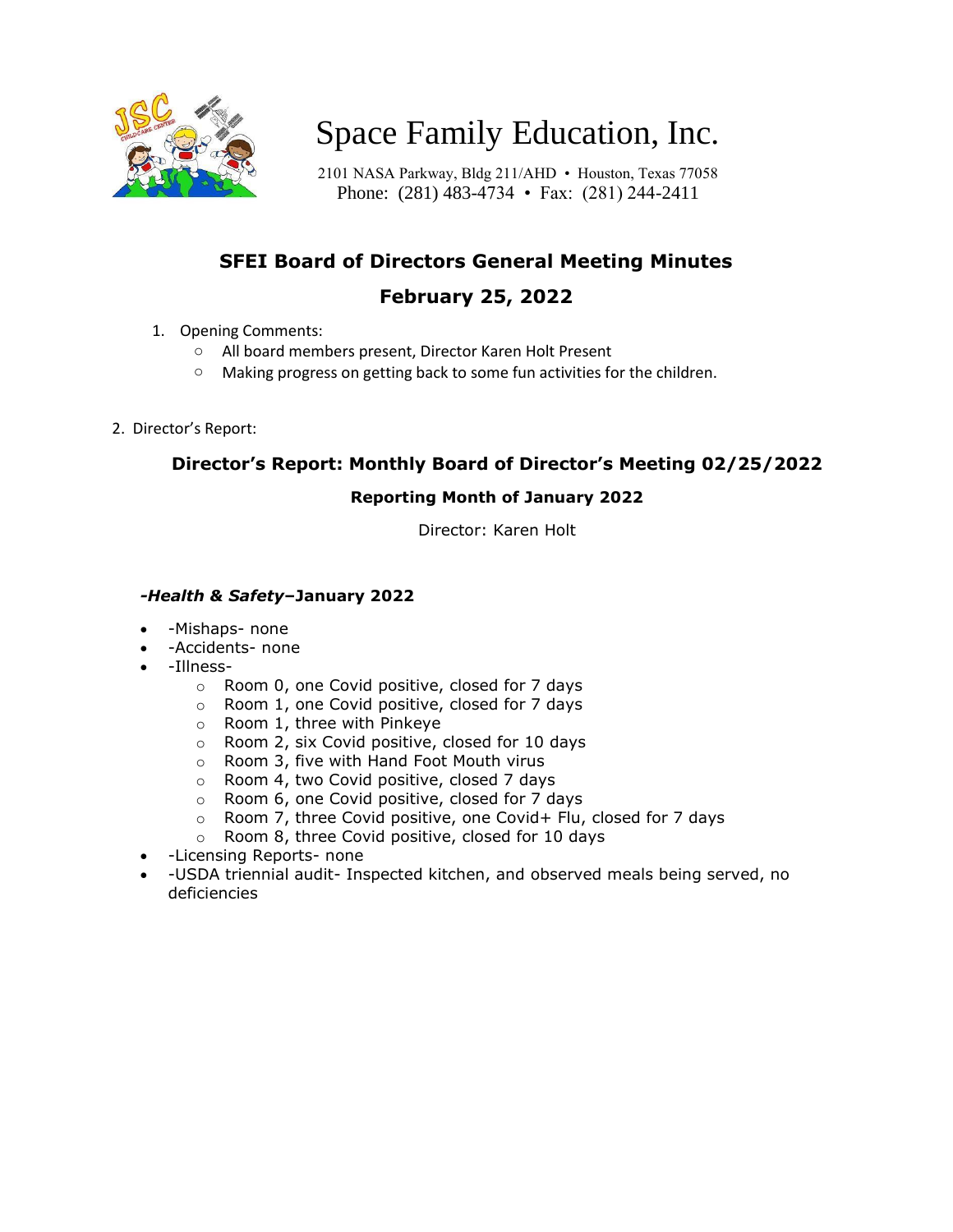# Space Family Education, Inc.

2101 NASA Parkway, Bldg 211/AHD • Houston, Texas 77058
Phone: (281) 483-4734 • Fax: (281) 244-2411

## SFEI Board of Directors General Meeting Minutes

## February 25, 2022

1. Opening Comments:
   - All board members present, Director Karen Holt Present
   - Making progress on getting back to some fun activities for the children.

2. Director's Report:

### Director's Report: Monthly Board of Director's Meeting 02/25/2022

**Reporting Month of January 2022**

Director: Karen Holt

***-Health & Safety*–January 2022**

- -Mishaps- none
- -Accidents- none
- -Illness-
  - Room 0, one Covid positive, closed for 7 days
  - Room 1, one Covid positive, closed for 7 days
  - Room 1, three with Pinkeye
  - Room 2, six Covid positive, closed for 10 days
  - Room 3, five with Hand Foot Mouth virus
  - Room 4, two Covid positive, closed 7 days
  - Room 6, one Covid positive, closed for 7 days
  - Room 7, three Covid positive, one Covid+ Flu, closed for 7 days
  - Room 8, three Covid positive, closed for 10 days
- -Licensing Reports- none
- -USDA triennial audit- Inspected kitchen, and observed meals being served, no deficiencies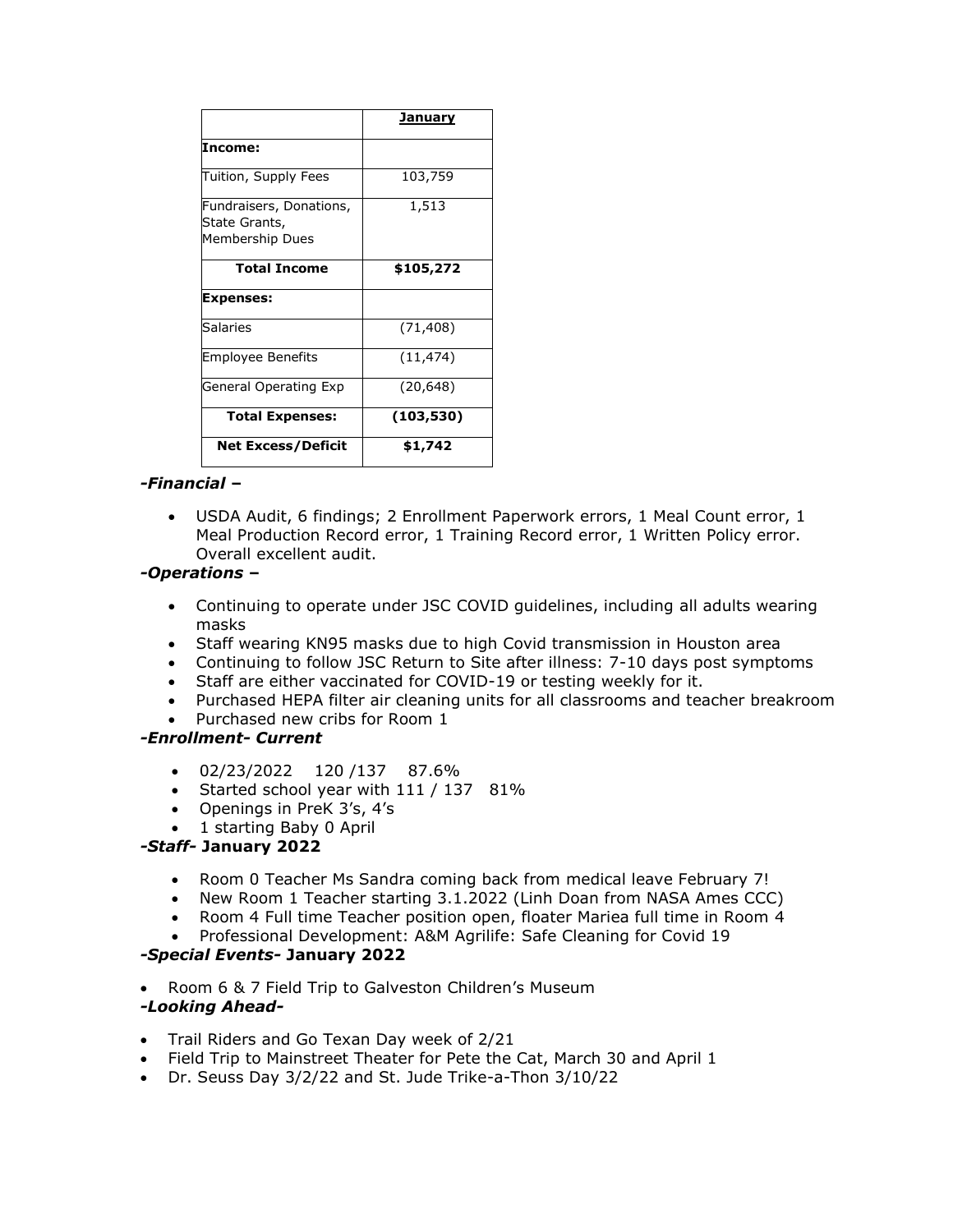| | **January** |
|---|---|
| **Income:** | |
| Tuition, Supply Fees | 103,759 |
| Fundraisers, Donations, State Grants, Membership Dues | 1,513 |
| **Total Income** | **$105,272** |
| **Expenses:** | |
| Salaries | (71,408) |
| Employee Benefits | (11,474) |
| General Operating Exp | (20,648) |
| **Total Expenses:** | **(103,530)** |
| **Net Excess/Deficit** | **$1,742** |

***-Financial –***

- USDA Audit, 6 findings; 2 Enrollment Paperwork errors, 1 Meal Count error, 1 Meal Production Record error, 1 Training Record error, 1 Written Policy error. Overall excellent audit.

***-Operations –***

- Continuing to operate under JSC COVID guidelines, including all adults wearing masks
- Staff wearing KN95 masks due to high Covid transmission in Houston area
- Continuing to follow JSC Return to Site after illness: 7-10 days post symptoms
- Staff are either vaccinated for COVID-19 or testing weekly for it.
- Purchased HEPA filter air cleaning units for all classrooms and teacher breakroom
- Purchased new cribs for Room 1

***-Enrollment- Current***

- 02/23/2022 120 /137 87.6%
- Started school year with 111 / 137 81%
- Openings in PreK 3's, 4's
- 1 starting Baby 0 April

***-Staff-* January 2022**

- Room 0 Teacher Ms Sandra coming back from medical leave February 7!
- New Room 1 Teacher starting 3.1.2022 (Linh Doan from NASA Ames CCC)
- Room 4 Full time Teacher position open, floater Mariea full time in Room 4
- Professional Development: A&M Agrilife: Safe Cleaning for Covid 19

***-Special Events-* January 2022**

- Room 6 & 7 Field Trip to Galveston Children's Museum

***-Looking Ahead-***

- Trail Riders and Go Texan Day week of 2/21
- Field Trip to Mainstreet Theater for Pete the Cat, March 30 and April 1
- Dr. Seuss Day 3/2/22 and St. Jude Trike-a-Thon 3/10/22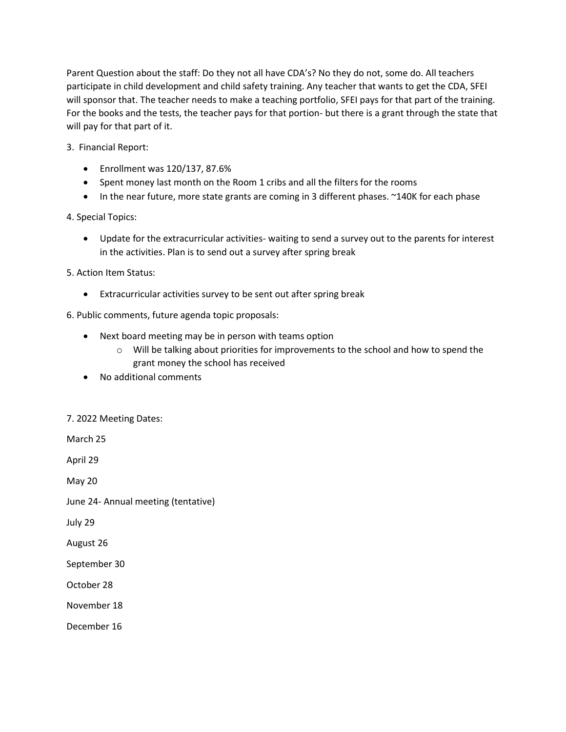Parent Question about the staff: Do they not all have CDA's? No they do not, some do. All teachers participate in child development and child safety training. Any teacher that wants to get the CDA, SFEI will sponsor that. The teacher needs to make a teaching portfolio, SFEI pays for that part of the training. For the books and the tests, the teacher pays for that portion- but there is a grant through the state that will pay for that part of it.

3. Financial Report:

- Enrollment was 120/137, 87.6%
- Spent money last month on the Room 1 cribs and all the filters for the rooms
- In the near future, more state grants are coming in 3 different phases. ~140K for each phase

4. Special Topics:

- Update for the extracurricular activities- waiting to send a survey out to the parents for interest in the activities. Plan is to send out a survey after spring break

5. Action Item Status:

- Extracurricular activities survey to be sent out after spring break

6. Public comments, future agenda topic proposals:

- Next board meeting may be in person with teams option
    - Will be talking about priorities for improvements to the school and how to spend the grant money the school has received
- No additional comments

7. 2022 Meeting Dates:

March 25

April 29

May 20

June 24- Annual meeting (tentative)

July 29

August 26

September 30

October 28

November 18

December 16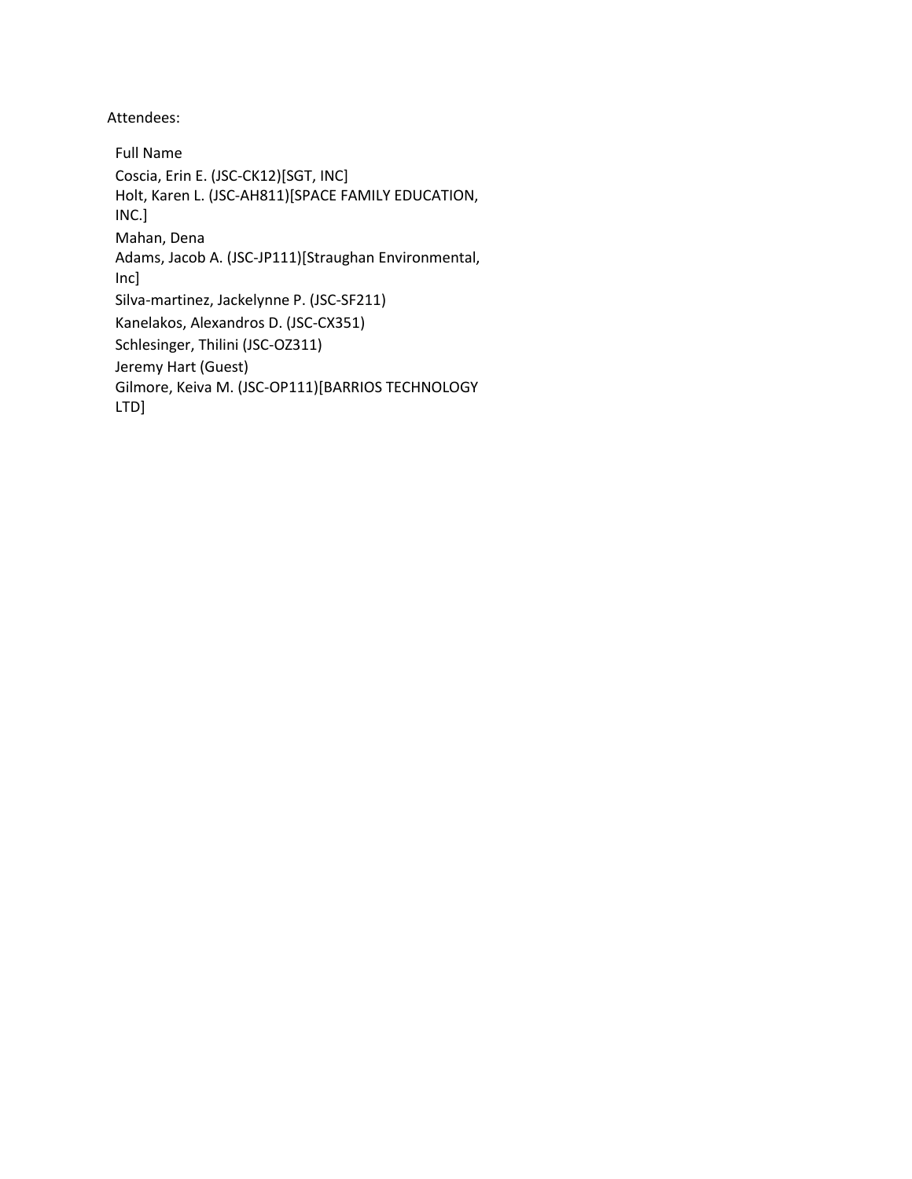Attendees:

| Full Name |
|---|
| Coscia, Erin E. (JSC-CK12)[SGT, INC] |
| Holt, Karen L. (JSC-AH811)[SPACE FAMILY EDUCATION, INC.] |
| Mahan, Dena |
| Adams, Jacob A. (JSC-JP111)[Straughan Environmental, Inc] |
| Silva-martinez, Jackelynne P. (JSC-SF211) |
| Kanelakos, Alexandros D. (JSC-CX351) |
| Schlesinger, Thilini (JSC-OZ311) |
| Jeremy Hart (Guest) |
| Gilmore, Keiva M. (JSC-OP111)[BARRIOS TECHNOLOGY LTD] |